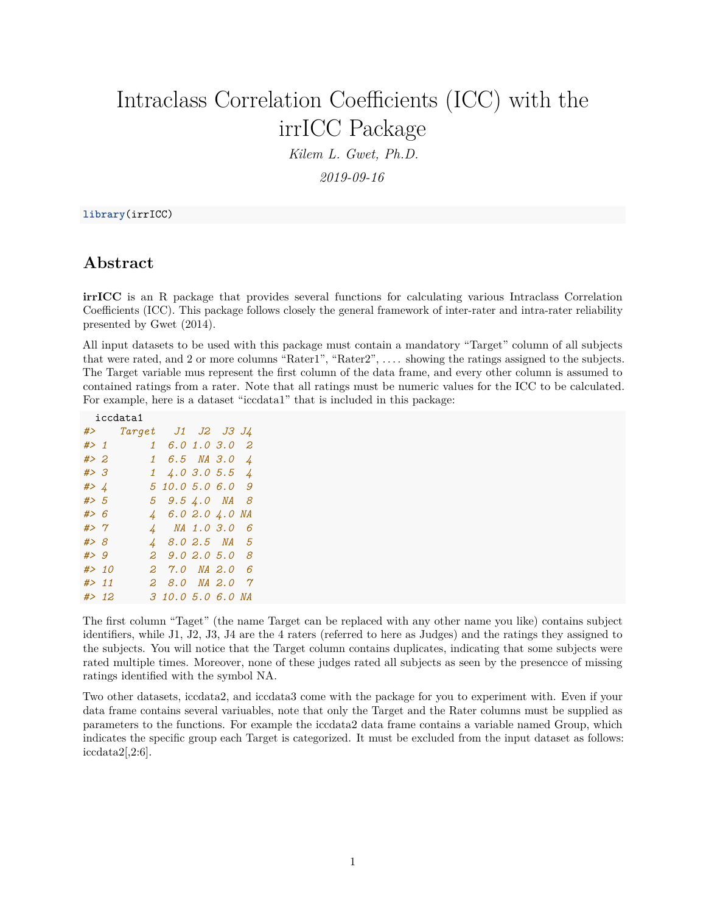# Intraclass Correlation Coefficients (ICC) with the irrICC Package

*Kilem L. Gwet, Ph.D.*

*2019-09-16*

```
library(irrICC)
```

## Abstract

**irrICC** is an R package that provides several functions for calculating various Intraclass Correlation Coefficients (ICC). This package follows closely the general framework of inter-rater and intra-rater reliability presented by Gwet (2014).

All input datasets to be used with this package must contain a mandatory "Target" column of all subjects that were rated, and 2 or more columns "Rater1", "Rater2", . . . . showing the ratings assigned to the subjects. The Target variable mus represent the first column of the data frame, and every other column is assumed to contained ratings from a rater. Note that all ratings must be numeric values for the ICC to be calculated. For example, here is a dataset "iccdata1" that is included in this package:

```
  iccdata1
#>    Target   J1  J2  J3 J4
#> 1       1  6.0 1.0 3.0  2
#> 2       1  6.5  NA 3.0  4
#> 3       1  4.0 3.0 5.5  4
#> 4       5 10.0 5.0 6.0  9
#> 5       5  9.5 4.0  NA  8
#> 6       4  6.0 2.0 4.0 NA
#> 7       4   NA 1.0 3.0  6
#> 8       4  8.0 2.5  NA  5
#> 9       2  9.0 2.0 5.0  8
#> 10      2  7.0  NA 2.0  6
#> 11      2  8.0  NA 2.0  7
#> 12      3 10.0 5.0 6.0 NA
```

The first column "Taget" (the name Target can be replaced with any other name you like) contains subject identifiers, while J1, J2, J3, J4 are the 4 raters (referred to here as Judges) and the ratings they assigned to the subjects. You will notice that the Target column contains duplicates, indicating that some subjects were rated multiple times. Moreover, none of these judges rated all subjects as seen by the presencce of missing ratings identified with the symbol NA.

Two other datasets, iccdata2, and iccdata3 come with the package for you to experiment with. Even if your data frame contains several variuables, note that only the Target and the Rater columns must be supplied as parameters to the functions. For example the iccdata2 data frame contains a variable named Group, which indicates the specific group each Target is categorized. It must be excluded from the input dataset as follows: iccdata2[,2:6].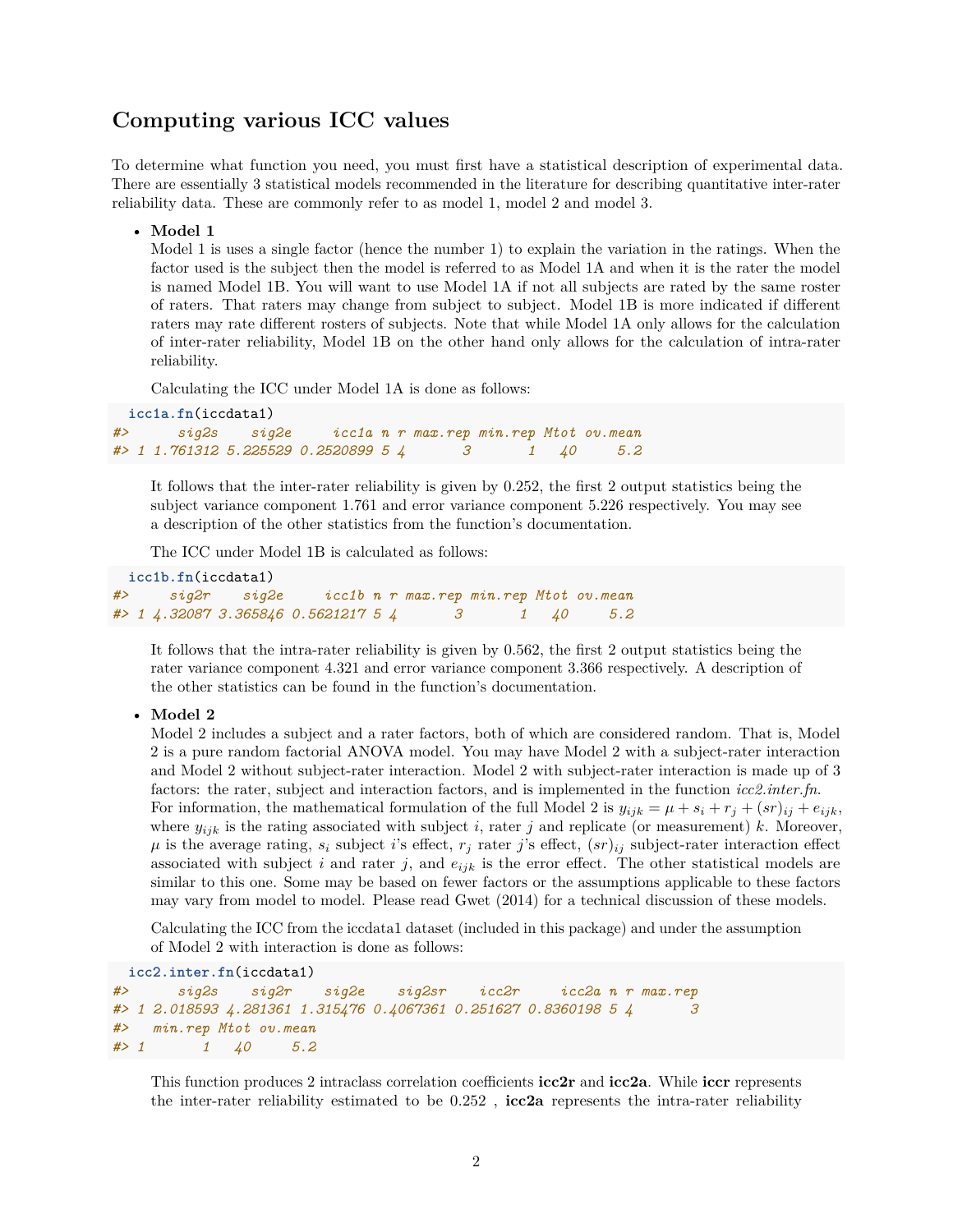## Computing various ICC values

To determine what function you need, you must first have a statistical description of experimental data. There are essentially 3 statistical models recommended in the literature for describing quantitative inter-rater reliability data. These are commonly refer to as model 1, model 2 and model 3.

- **Model 1**
  Model 1 is uses a single factor (hence the number 1) to explain the variation in the ratings. When the factor used is the subject then the model is referred to as Model 1A and when it is the rater the model is named Model 1B. You will want to use Model 1A if not all subjects are rated by the same roster of raters. That raters may change from subject to subject. Model 1B is more indicated if different raters may rate different rosters of subjects. Note that while Model 1A only allows for the calculation of inter-rater reliability, Model 1B on the other hand only allows for the calculation of intra-rater reliability.

  Calculating the ICC under Model 1A is done as follows:

```
icc1a.fn(iccdata1)
#>      sig2s    sig2e     icc1a n r max.rep min.rep Mtot ov.mean
#> 1 1.761312 5.225529 0.2520899 5 4       3       1   40     5.2
```

  It follows that the inter-rater reliability is given by 0.252, the first 2 output statistics being the subject variance component 1.761 and error variance component 5.226 respectively. You may see a description of the other statistics from the function's documentation.

  The ICC under Model 1B is calculated as follows:

```
icc1b.fn(iccdata1)
#>     sig2r    sig2e     icc1b n r max.rep min.rep Mtot ov.mean
#> 1 4.32087 3.365846 0.5621217 5 4       3       1   40     5.2
```

  It follows that the intra-rater reliability is given by 0.562, the first 2 output statistics being the rater variance component 4.321 and error variance component 3.366 respectively. A description of the other statistics can be found in the function's documentation.

- **Model 2**
  Model 2 includes a subject and a rater factors, both of which are considered random. That is, Model 2 is a pure random factorial ANOVA model. You may have Model 2 with a subject-rater interaction and Model 2 without subject-rater interaction. Model 2 with subject-rater interaction is made up of 3 factors: the rater, subject and interaction factors, and is implemented in the function *icc2.inter.fn*. For information, the mathematical formulation of the full Model 2 is $y_{ijk} = \mu + s_i + r_j + (sr)_{ij} + e_{ijk}$, where $y_{ijk}$ is the rating associated with subject $i$, rater $j$ and replicate (or measurement) $k$. Moreover, $\mu$ is the average rating, $s_i$ subject $i$'s effect, $r_j$ rater $j$'s effect, $(sr)_{ij}$ subject-rater interaction effect associated with subject $i$ and rater $j$, and $e_{ijk}$ is the error effect. The other statistical models are similar to this one. Some may be based on fewer factors or the assumptions applicable to these factors may vary from model to model. Please read Gwet (2014) for a technical discussion of these models.

  Calculating the ICC from the iccdata1 dataset (included in this package) and under the assumption of Model 2 with interaction is done as follows:

```
icc2.inter.fn(iccdata1)
#>      sig2s    sig2r    sig2e    sig2sr    icc2r     icc2a n r max.rep
#> 1 2.018593 4.281361 1.315476 0.4067361 0.251627 0.8360198 5 4       3
#>   min.rep Mtot ov.mean
#> 1       1   40     5.2
```

  This function produces 2 intraclass correlation coefficients **icc2r** and **icc2a**. While **iccr** represents the inter-rater reliability estimated to be 0.252 , **icc2a** represents the intra-rater reliability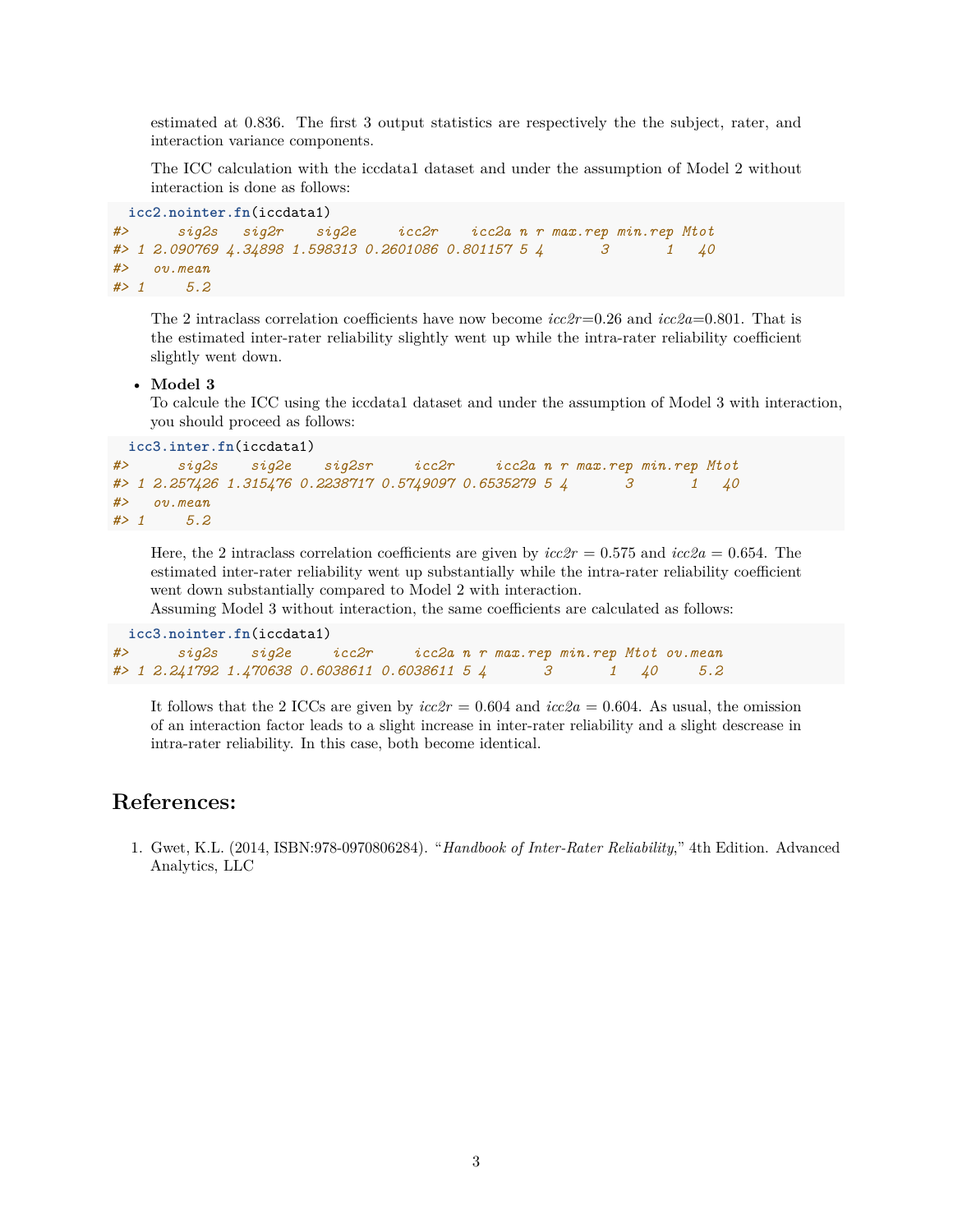estimated at 0.836. The first 3 output statistics are respectively the the subject, rater, and interaction variance components.

The ICC calculation with the iccdata1 dataset and under the assumption of Model 2 without interaction is done as follows:

```
icc2.nointer.fn(iccdata1)
#>       sig2s   sig2r    sig2e      icc2r    icc2a n r max.rep min.rep Mtot
#> 1 2.090769 4.34898 1.598313 0.2601086 0.801157 5 4       3       1   40
#>   ov.mean
#> 1     5.2
```

The 2 intraclass correlation coefficients have now become *icc2r*=0.26 and *icc2a*=0.801. That is the estimated inter-rater reliability slightly went up while the intra-rater reliability coefficient slightly went down.

- **Model 3**
  To calcule the ICC using the iccdata1 dataset and under the assumption of Model 3 with interaction, you should proceed as follows:

```
icc3.inter.fn(iccdata1)
#>       sig2s    sig2e    sig2sr      icc2r      icc2a n r max.rep min.rep Mtot
#> 1 2.257426 1.315476 0.2238717 0.5749097 0.6535279 5 4       3       1   40
#>   ov.mean
#> 1     5.2
```

Here, the 2 intraclass correlation coefficients are given by *icc2r* = 0.575 and *icc2a* = 0.654. The estimated inter-rater reliability went up substantially while the intra-rater reliability coefficient went down substantially compared to Model 2 with interaction.
Assuming Model 3 without interaction, the same coefficients are calculated as follows:

```
icc3.nointer.fn(iccdata1)
#>       sig2s    sig2e     icc2r     icc2a n r max.rep min.rep Mtot ov.mean
#> 1 2.241792 1.470638 0.6038611 0.6038611 5 4       3       1   40     5.2
```

It follows that the 2 ICCs are given by *icc2r* = 0.604 and *icc2a* = 0.604. As usual, the omission of an interaction factor leads to a slight increase in inter-rater reliability and a slight descrease in intra-rater reliability. In this case, both become identical.

# References:

1. Gwet, K.L. (2014, ISBN:978-0970806284). "*Handbook of Inter-Rater Reliability*," 4th Edition. Advanced Analytics, LLC